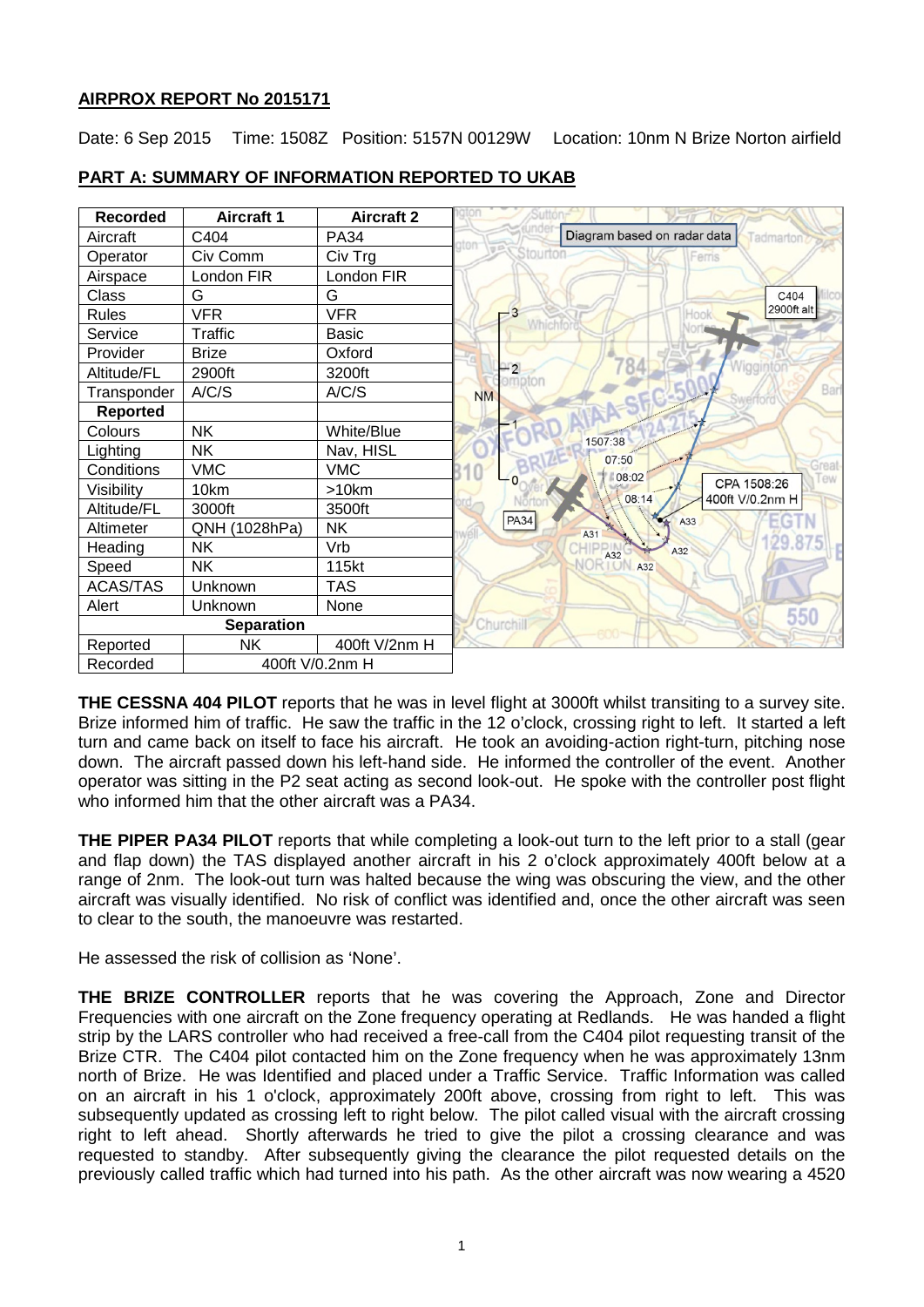**AIRPROX REPORT No 2015171**

Date: 6 Sep 2015 Time: 1508Z Position: 5157N 00129W Location: 10nm N Brize Norton airfield

## PART A: SUMMARY OF INFORMATION REPORTED TO UKAB

| Recorded | Aircraft 1 | Aircraft 2 |
|---|---|---|
| Aircraft | C404 | PA34 |
| Operator | Civ Comm | Civ Trg |
| Airspace | London FIR | London FIR |
| Class | G | G |
| Rules | VFR | VFR |
| Service | Traffic | Basic |
| Provider | Brize | Oxford |
| Altitude/FL | 2900ft | 3200ft |
| Transponder | A/C/S | A/C/S |
| **Reported** | | |
| Colours | NK | White/Blue |
| Lighting | NK | Nav, HISL |
| Conditions | VMC | VMC |
| Visibility | 10km | >10km |
| Altitude/FL | 3000ft | 3500ft |
| Altimeter | QNH (1028hPa) | NK |
| Heading | NK | Vrb |
| Speed | NK | 115kt |
| ACAS/TAS | Unknown | TAS |
| Alert | Unknown | None |
| **Separation** | | |
| Reported | NK | 400ft V/2nm H |
| Recorded | 400ft V/0.2nm H | |

Diagram based on radar data

**THE CESSNA 404 PILOT** reports that he was in level flight at 3000ft whilst transiting to a survey site. Brize informed him of traffic. He saw the traffic in the 12 o'clock, crossing right to left. It started a left turn and came back on itself to face his aircraft. He took an avoiding-action right-turn, pitching nose down. The aircraft passed down his left-hand side. He informed the controller of the event. Another operator was sitting in the P2 seat acting as second look-out. He spoke with the controller post flight who informed him that the other aircraft was a PA34.

**THE PIPER PA34 PILOT** reports that while completing a look-out turn to the left prior to a stall (gear and flap down) the TAS displayed another aircraft in his 2 o'clock approximately 400ft below at a range of 2nm. The look-out turn was halted because the wing was obscuring the view, and the other aircraft was visually identified. No risk of conflict was identified and, once the other aircraft was seen to clear to the south, the manoeuvre was restarted.

He assessed the risk of collision as 'None'.

**THE BRIZE CONTROLLER** reports that he was covering the Approach, Zone and Director Frequencies with one aircraft on the Zone frequency operating at Redlands. He was handed a flight strip by the LARS controller who had received a free-call from the C404 pilot requesting transit of the Brize CTR. The C404 pilot contacted him on the Zone frequency when he was approximately 13nm north of Brize. He was Identified and placed under a Traffic Service. Traffic Information was called on an aircraft in his 1 o'clock, approximately 200ft above, crossing from right to left. This was subsequently updated as crossing left to right below. The pilot called visual with the aircraft crossing right to left ahead. Shortly afterwards he tried to give the pilot a crossing clearance and was requested to standby. After subsequently giving the clearance the pilot requested details on the previously called traffic which had turned into his path. As the other aircraft was now wearing a 4520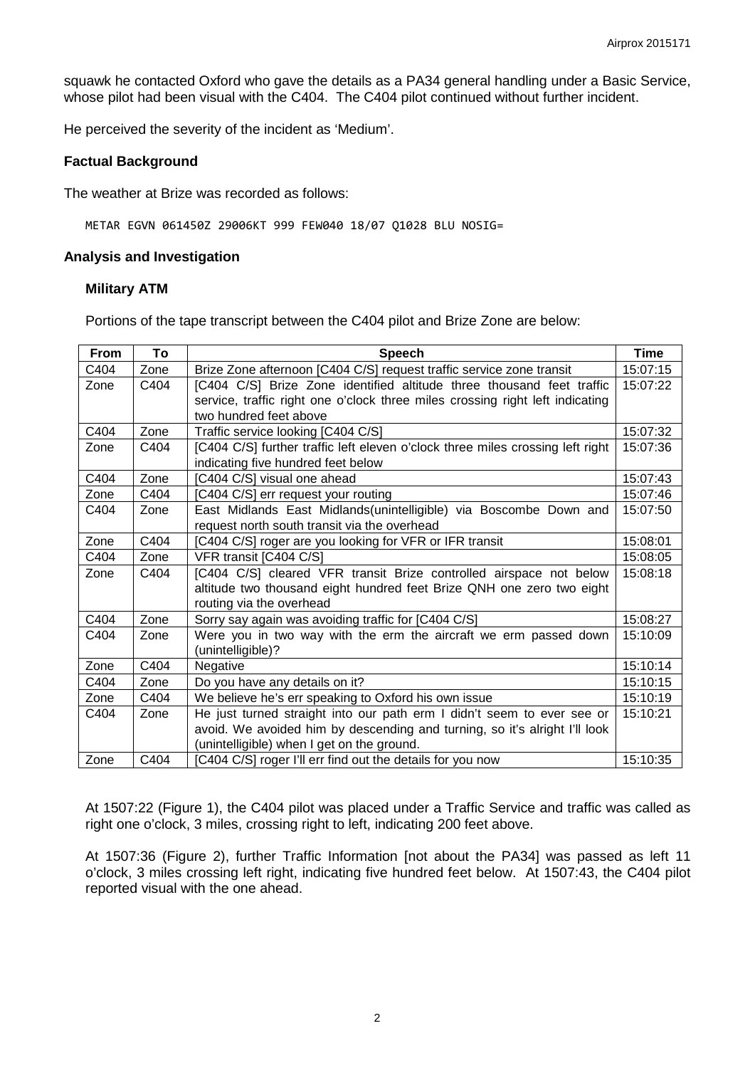squawk he contacted Oxford who gave the details as a PA34 general handling under a Basic Service, whose pilot had been visual with the C404. The C404 pilot continued without further incident.

He perceived the severity of the incident as 'Medium'.

## Factual Background

The weather at Brize was recorded as follows:

```
METAR EGVN 061450Z 29006KT 999 FEW040 18/07 Q1028 BLU NOSIG=
```

## Analysis and Investigation

### Military ATM

Portions of the tape transcript between the C404 pilot and Brize Zone are below:

| From | To | Speech | Time |
|---|---|---|---|
| C404 | Zone | Brize Zone afternoon [C404 C/S] request traffic service zone transit | 15:07:15 |
| Zone | C404 | [C404 C/S] Brize Zone identified altitude three thousand feet traffic service, traffic right one o'clock three miles crossing right left indicating two hundred feet above | 15:07:22 |
| C404 | Zone | Traffic service looking [C404 C/S] | 15:07:32 |
| Zone | C404 | [C404 C/S] further traffic left eleven o'clock three miles crossing left right indicating five hundred feet below | 15:07:36 |
| C404 | Zone | [C404 C/S] visual one ahead | 15:07:43 |
| Zone | C404 | [C404 C/S] err request your routing | 15:07:46 |
| C404 | Zone | East Midlands East Midlands(unintelligible) via Boscombe Down and request north south transit via the overhead | 15:07:50 |
| Zone | C404 | [C404 C/S] roger are you looking for VFR or IFR transit | 15:08:01 |
| C404 | Zone | VFR transit [C404 C/S] | 15:08:05 |
| Zone | C404 | [C404 C/S] cleared VFR transit Brize controlled airspace not below altitude two thousand eight hundred feet Brize QNH one zero two eight routing via the overhead | 15:08:18 |
| C404 | Zone | Sorry say again was avoiding traffic for [C404 C/S] | 15:08:27 |
| C404 | Zone | Were you in two way with the erm the aircraft we erm passed down (unintelligible)? | 15:10:09 |
| Zone | C404 | Negative | 15:10:14 |
| C404 | Zone | Do you have any details on it? | 15:10:15 |
| Zone | C404 | We believe he's err speaking to Oxford his own issue | 15:10:19 |
| C404 | Zone | He just turned straight into our path erm I didn't seem to ever see or avoid. We avoided him by descending and turning, so it's alright I'll look (unintelligible) when I get on the ground. | 15:10:21 |
| Zone | C404 | [C404 C/S] roger I'll err find out the details for you now | 15:10:35 |

At 1507:22 (Figure 1), the C404 pilot was placed under a Traffic Service and traffic was called as right one o'clock, 3 miles, crossing right to left, indicating 200 feet above.

At 1507:36 (Figure 2), further Traffic Information [not about the PA34] was passed as left 11 o'clock, 3 miles crossing left right, indicating five hundred feet below. At 1507:43, the C404 pilot reported visual with the one ahead.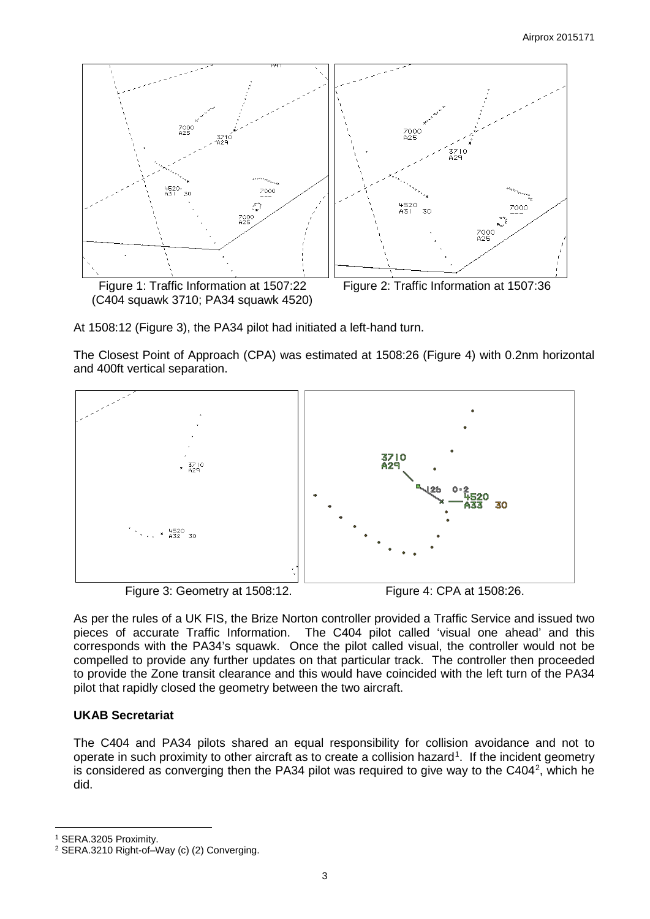Figure 1: Traffic Information at 1507:22 (C404 squawk 3710; PA34 squawk 4520)

Figure 2: Traffic Information at 1507:36

At 1508:12 (Figure 3), the PA34 pilot had initiated a left-hand turn.

The Closest Point of Approach (CPA) was estimated at 1508:26 (Figure 4) with 0.2nm horizontal and 400ft vertical separation.

Figure 3: Geometry at 1508:12.

Figure 4: CPA at 1508:26.

As per the rules of a UK FIS, the Brize Norton controller provided a Traffic Service and issued two pieces of accurate Traffic Information. The C404 pilot called 'visual one ahead' and this corresponds with the PA34's squawk. Once the pilot called visual, the controller would not be compelled to provide any further updates on that particular track. The controller then proceeded to provide the Zone transit clearance and this would have coincided with the left turn of the PA34 pilot that rapidly closed the geometry between the two aircraft.

## UKAB Secretariat

The C404 and PA34 pilots shared an equal responsibility for collision avoidance and not to operate in such proximity to other aircraft as to create a collision hazard[1]. If the incident geometry is considered as converging then the PA34 pilot was required to give way to the C404[2], which he did.

---

[1] SERA.3205 Proximity.

[2] SERA.3210 Right-of–Way (c) (2) Converging.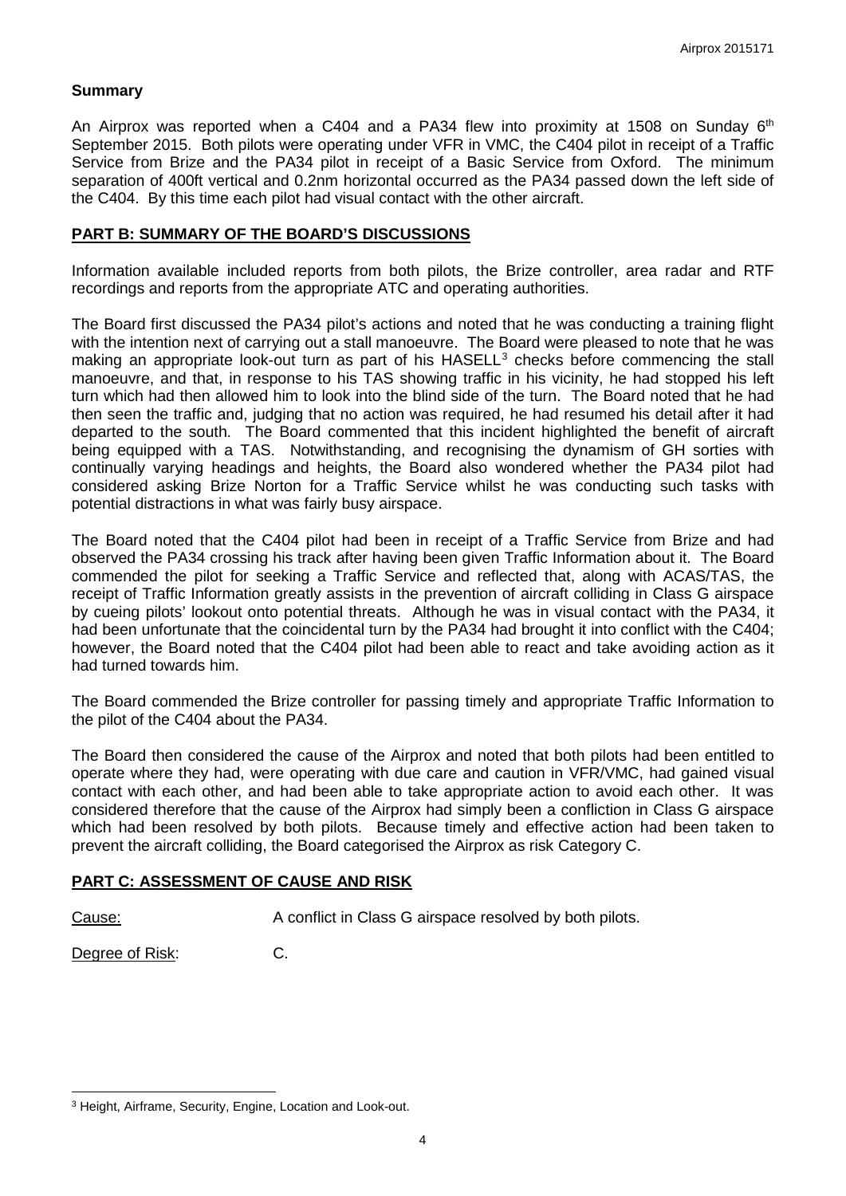**Summary**

An Airprox was reported when a C404 and a PA34 flew into proximity at 1508 on Sunday 6th September 2015. Both pilots were operating under VFR in VMC, the C404 pilot in receipt of a Traffic Service from Brize and the PA34 pilot in receipt of a Basic Service from Oxford. The minimum separation of 400ft vertical and 0.2nm horizontal occurred as the PA34 passed down the left side of the C404. By this time each pilot had visual contact with the other aircraft.

## PART B: SUMMARY OF THE BOARD'S DISCUSSIONS

Information available included reports from both pilots, the Brize controller, area radar and RTF recordings and reports from the appropriate ATC and operating authorities.

The Board first discussed the PA34 pilot's actions and noted that he was conducting a training flight with the intention next of carrying out a stall manoeuvre. The Board were pleased to note that he was making an appropriate look-out turn as part of his HASELL[3] checks before commencing the stall manoeuvre, and that, in response to his TAS showing traffic in his vicinity, he had stopped his left turn which had then allowed him to look into the blind side of the turn. The Board noted that he had then seen the traffic and, judging that no action was required, he had resumed his detail after it had departed to the south. The Board commented that this incident highlighted the benefit of aircraft being equipped with a TAS. Notwithstanding, and recognising the dynamism of GH sorties with continually varying headings and heights, the Board also wondered whether the PA34 pilot had considered asking Brize Norton for a Traffic Service whilst he was conducting such tasks with potential distractions in what was fairly busy airspace.

The Board noted that the C404 pilot had been in receipt of a Traffic Service from Brize and had observed the PA34 crossing his track after having been given Traffic Information about it. The Board commended the pilot for seeking a Traffic Service and reflected that, along with ACAS/TAS, the receipt of Traffic Information greatly assists in the prevention of aircraft colliding in Class G airspace by cueing pilots' lookout onto potential threats. Although he was in visual contact with the PA34, it had been unfortunate that the coincidental turn by the PA34 had brought it into conflict with the C404; however, the Board noted that the C404 pilot had been able to react and take avoiding action as it had turned towards him.

The Board commended the Brize controller for passing timely and appropriate Traffic Information to the pilot of the C404 about the PA34.

The Board then considered the cause of the Airprox and noted that both pilots had been entitled to operate where they had, were operating with due care and caution in VFR/VMC, had gained visual contact with each other, and had been able to take appropriate action to avoid each other. It was considered therefore that the cause of the Airprox had simply been a confliction in Class G airspace which had been resolved by both pilots. Because timely and effective action had been taken to prevent the aircraft colliding, the Board categorised the Airprox as risk Category C.

## PART C: ASSESSMENT OF CAUSE AND RISK

Cause: A conflict in Class G airspace resolved by both pilots.

Degree of Risk: C.

---

[3] Height, Airframe, Security, Engine, Location and Look-out.